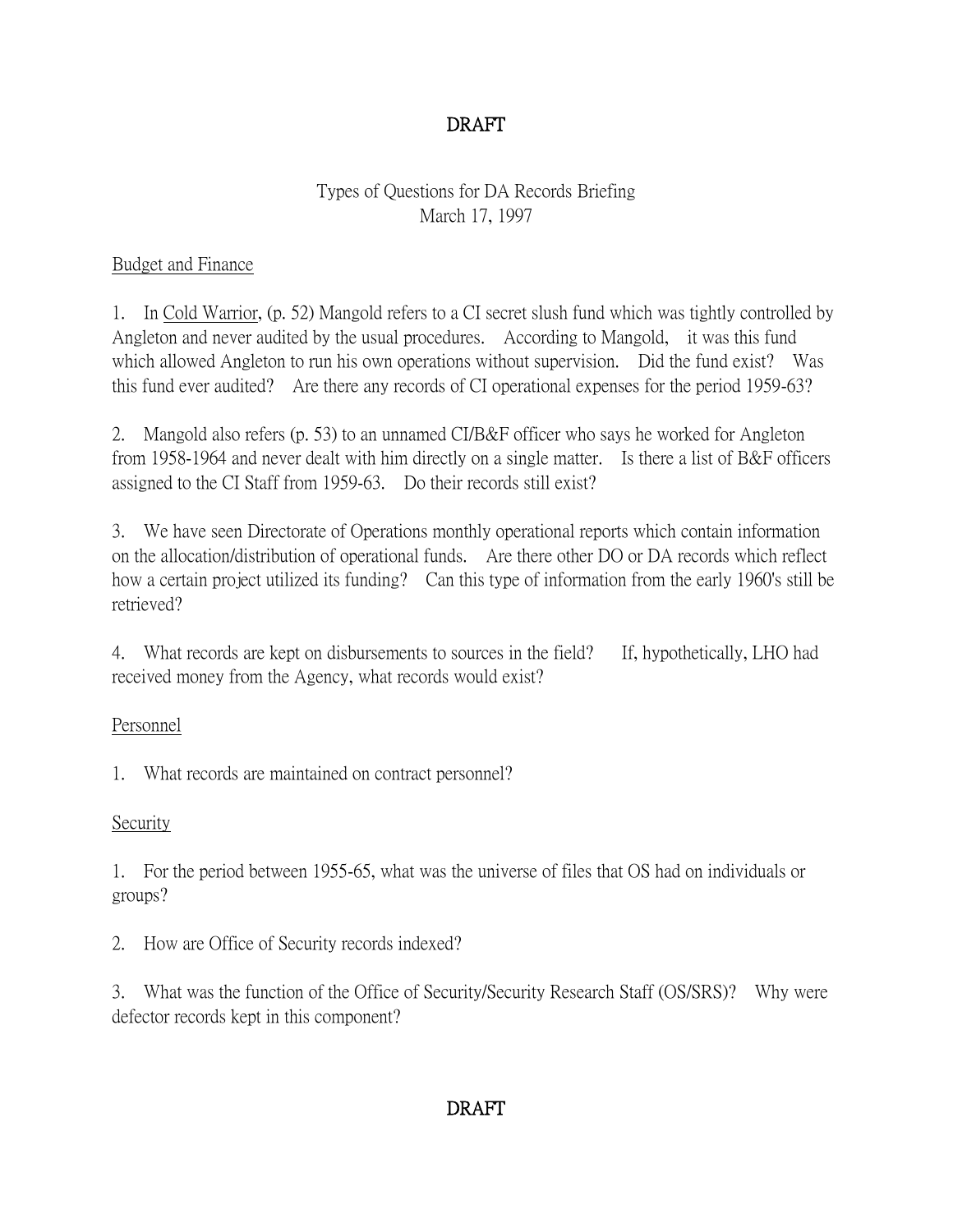**DRAFT**

Types of Questions for DA Records Briefing
March 17, 1997

Budget and Finance

1. In Cold Warrior, (p. 52) Mangold refers to a CI secret slush fund which was tightly controlled by Angleton and never audited by the usual procedures. According to Mangold, it was this fund which allowed Angleton to run his own operations without supervision. Did the fund exist? Was this fund ever audited? Are there any records of CI operational expenses for the period 1959-63?

2. Mangold also refers (p. 53) to an unnamed CI/B&F officer who says he worked for Angleton from 1958-1964 and never dealt with him directly on a single matter. Is there a list of B&F officers assigned to the CI Staff from 1959-63. Do their records still exist?

3. We have seen Directorate of Operations monthly operational reports which contain information on the allocation/distribution of operational funds. Are there other DO or DA records which reflect how a certain project utilized its funding? Can this type of information from the early 1960's still be retrieved?

4. What records are kept on disbursements to sources in the field? If, hypothetically, LHO had received money from the Agency, what records would exist?

Personnel

1. What records are maintained on contract personnel?

Security

1. For the period between 1955-65, what was the universe of files that OS had on individuals or groups?

2. How are Office of Security records indexed?

3. What was the function of the Office of Security/Security Research Staff (OS/SRS)? Why were defector records kept in this component?

**DRAFT**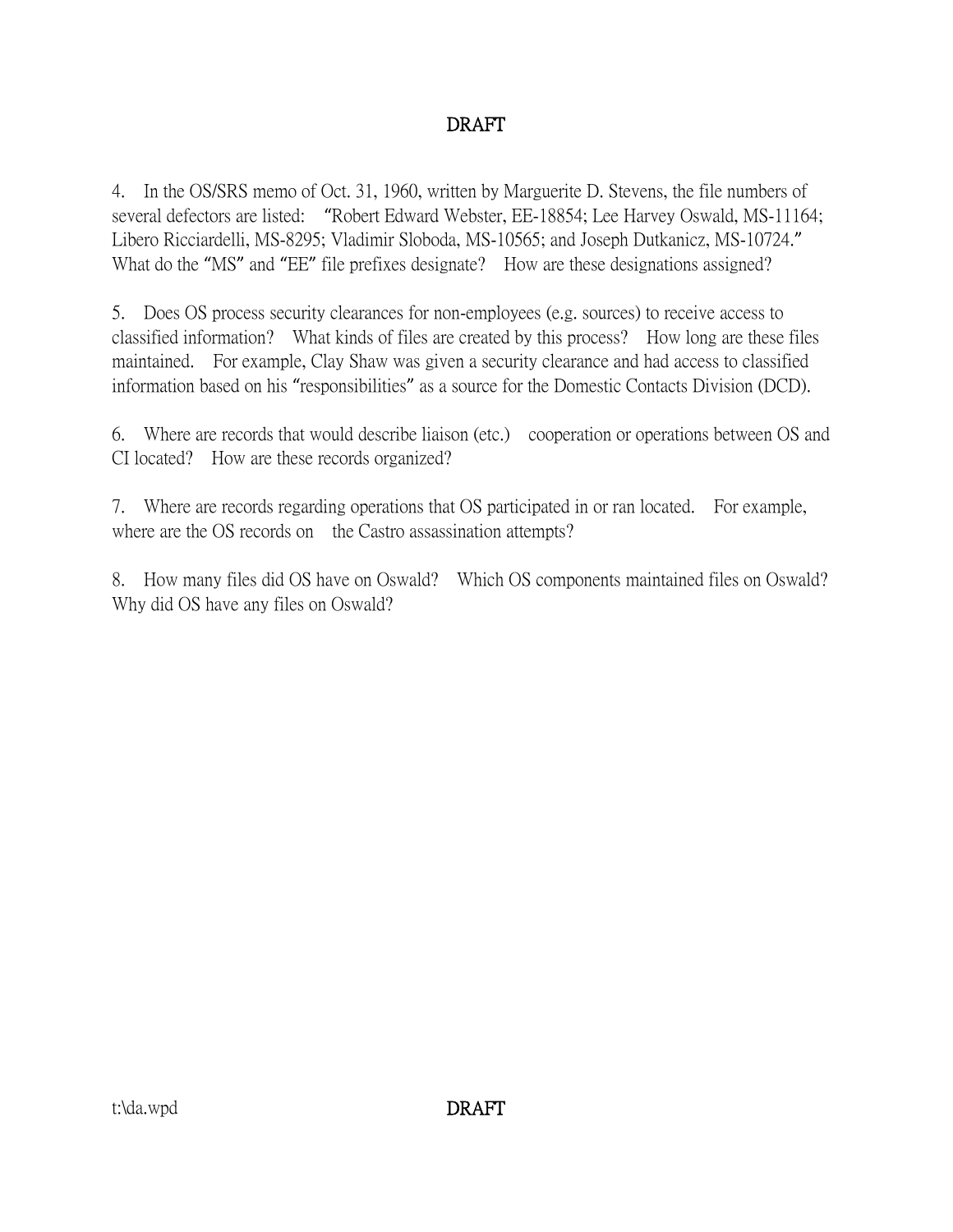DRAFT

4. In the OS/SRS memo of Oct. 31, 1960, written by Marguerite D. Stevens, the file numbers of several defectors are listed: "Robert Edward Webster, EE-18854; Lee Harvey Oswald, MS-11164; Libero Ricciardelli, MS-8295; Vladimir Sloboda, MS-10565; and Joseph Dutkanicz, MS-10724." What do the "MS" and "EE" file prefixes designate? How are these designations assigned?

5. Does OS process security clearances for non-employees (e.g. sources) to receive access to classified information? What kinds of files are created by this process? How long are these files maintained. For example, Clay Shaw was given a security clearance and had access to classified information based on his "responsibilities" as a source for the Domestic Contacts Division (DCD).

6. Where are records that would describe liaison (etc.) cooperation or operations between OS and CI located? How are these records organized?

7. Where are records regarding operations that OS participated in or ran located. For example, where are the OS records on the Castro assassination attempts?

8. How many files did OS have on Oswald? Which OS components maintained files on Oswald? Why did OS have any files on Oswald?

t:\da.wpd

DRAFT